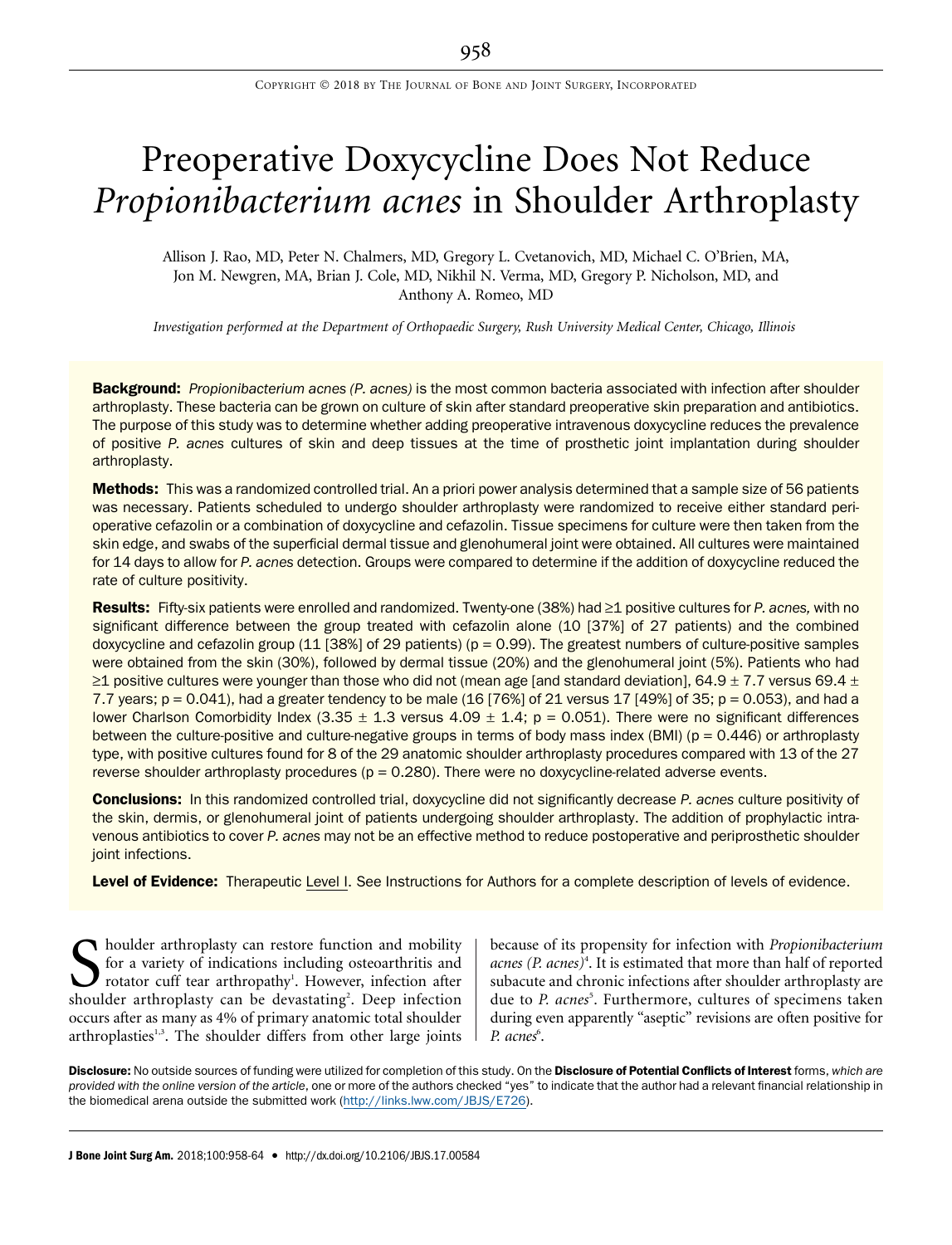# Preoperative Doxycycline Does Not Reduce *Propionibacterium acnes* in Shoulder Arthroplasty

Allison J. Rao, MD, Peter N. Chalmers, MD, Gregory L. Cvetanovich, MD, Michael C. O'Brien, MA, Jon M. Newgren, MA, Brian J. Cole, MD, Nikhil N. Verma, MD, Gregory P. Nicholson, MD, and Anthony A. Romeo, MD

*Investigation performed at the Department of Orthopaedic Surgery, Rush University Medical Center, Chicago, Illinois*

**Background:** *Propionibacterium acnes (P. acnes)* is the most common bacteria associated with infection after shoulder arthroplasty. These bacteria can be grown on culture of skin after standard preoperative skin preparation and antibiotics. The purpose of this study was to determine whether adding preoperative intravenous doxycycline reduces the prevalence of positive *P. acnes* cultures of skin and deep tissues at the time of prosthetic joint implantation during shoulder arthroplasty.

**Methods:** This was a randomized controlled trial. An a priori power analysis determined that a sample size of 56 patients was necessary. Patients scheduled to undergo shoulder arthroplasty were randomized to receive either standard perioperative cefazolin or a combination of doxycycline and cefazolin. Tissue specimens for culture were then taken from the skin edge, and swabs of the superficial dermal tissue and glenohumeral joint were obtained. All cultures were maintained for 14 days to allow for *P. acnes* detection. Groups were compared to determine if the addition of doxycycline reduced the rate of culture positivity.

**Results:** Fifty-six patients were enrolled and randomized. Twenty-one (38%) had ≥1 positive cultures for *P. acnes,* with no significant difference between the group treated with cefazolin alone (10 [37%] of 27 patients) and the combined doxycycline and cefazolin group (11 [38%] of 29 patients) ($p = 0.99$). The greatest numbers of culture-positive samples were obtained from the skin (30%), followed by dermal tissue (20%) and the glenohumeral joint (5%). Patients who had ≥1 positive cultures were younger than those who did not (mean age [and standard deviation], 64.9 ± 7.7 versus 69.4 ± 7.7 years; $p = 0.041$), had a greater tendency to be male (16 [76%] of 21 versus 17 [49%] of 35; $p = 0.053$), and had a lower Charlson Comorbidity Index (3.35 ± 1.3 versus 4.09 ± 1.4; $p = 0.051$). There were no significant differences between the culture-positive and culture-negative groups in terms of body mass index (BMI) ($p = 0.446$) or arthroplasty type, with positive cultures found for 8 of the 29 anatomic shoulder arthroplasty procedures compared with 13 of the 27 reverse shoulder arthroplasty procedures ($p = 0.280$). There were no doxycycline-related adverse events.

**Conclusions:** In this randomized controlled trial, doxycycline did not significantly decrease *P. acnes* culture positivity of the skin, dermis, or glenohumeral joint of patients undergoing shoulder arthroplasty. The addition of prophylactic intravenous antibiotics to cover *P. acnes* may not be an effective method to reduce postoperative and periprosthetic shoulder joint infections.

**Level of Evidence:** Therapeutic Level I. See Instructions for Authors for a complete description of levels of evidence.

Shoulder arthroplasty can restore function and mobility for a variety of indications including osteoarthritis and rotator cuff tear arthropathy[1]. However, infection after shoulder arthroplasty can be devastating[2]. Deep infection occurs after as many as 4% of primary anatomic total shoulder arthroplasties[1,3]. The shoulder differs from other large joints because of its propensity for infection with *Propionibacterium acnes (P. acnes)*[4]. It is estimated that more than half of reported subacute and chronic infections after shoulder arthroplasty are due to *P. acnes*[5]. Furthermore, cultures of specimens taken during even apparently "aseptic" revisions are often positive for *P. acnes*[6].

**Disclosure:** No outside sources of funding were utilized for completion of this study. On the **Disclosure of Potential Conflicts of Interest** forms, *which are provided with the online version of the article*, one or more of the authors checked "yes" to indicate that the author had a relevant financial relationship in the biomedical arena outside the submitted work (http://links.lww.com/JBJS/E726).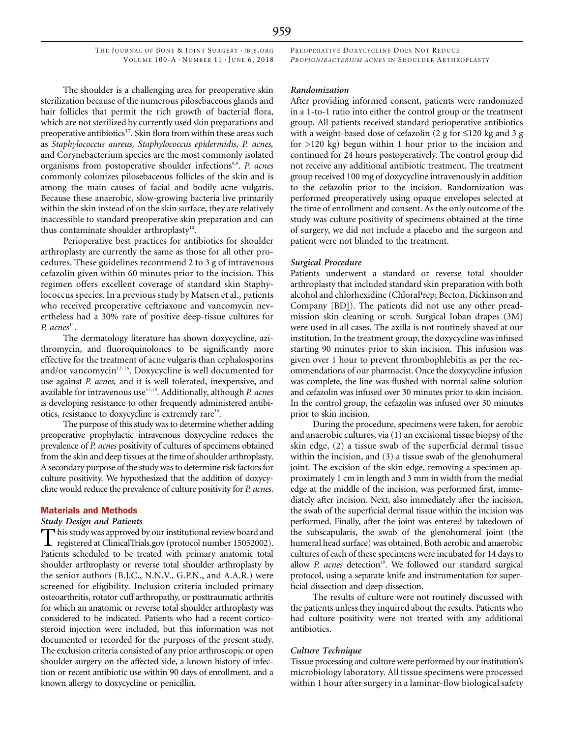The shoulder is a challenging area for preoperative skin sterilization because of the numerous pilosebaceous glands and hair follicles that permit the rich growth of bacterial flora, which are not sterilized by currently used skin preparations and preoperative antibiotics[3,7]. Skin flora from within these areas such as *Staphylococcus aureus, Staphylococcus epidermidis, P. acnes,* and Corynebacterium species are the most commonly isolated organisms from postoperative shoulder infections[8,9]. *P. acnes* commonly colonizes pilosebaceous follicles of the skin and is among the main causes of facial and bodily acne vulgaris. Because these anaerobic, slow-growing bacteria live primarily within the skin instead of on the skin surface, they are relatively inaccessible to standard preoperative skin preparation and can thus contaminate shoulder arthroplasty[10].

Perioperative best practices for antibiotics for shoulder arthroplasty are currently the same as those for all other procedures. These guidelines recommend 2 to 3 g of intravenous cefazolin given within 60 minutes prior to the incision. This regimen offers excellent coverage of standard skin Staphylococcus species. In a previous study by Matsen et al., patients who received preoperative ceftriaxone and vancomycin nevertheless had a 30% rate of positive deep-tissue cultures for *P. acnes*[11].

The dermatology literature has shown doxycycline, azithromycin, and fluoroquinolones to be significantly more effective for the treatment of acne vulgaris than cephalosporins and/or vancomycin[12-16]. Doxycycline is well documented for use against *P. acnes,* and it is well tolerated, inexpensive, and available for intravenous use[17,18]. Additionally, although *P. acnes* is developing resistance to other frequently administered antibiotics, resistance to doxycycline is extremely rare[16].

The purpose of this study was to determine whether adding preoperative prophylactic intravenous doxycycline reduces the prevalence of *P. acnes* positivity of cultures of specimens obtained from the skin and deep tissues at the time of shoulder arthroplasty. A secondary purpose of the study was to determine risk factors for culture positivity. We hypothesized that the addition of doxycycline would reduce the prevalence of culture positivity for *P. acnes*.

## Materials and Methods

### Study Design and Patients

This study was approved by our institutional review board and registered at ClinicalTrials.gov (protocol number 15052002). Patients scheduled to be treated with primary anatomic total shoulder arthroplasty or reverse total shoulder arthroplasty by the senior authors (B.J.C., N.N.V., G.P.N., and A.A.R.) were screened for eligibility. Inclusion criteria included primary osteoarthritis, rotator cuff arthropathy, or posttraumatic arthritis for which an anatomic or reverse total shoulder arthroplasty was considered to be indicated. Patients who had a recent corticosteroid injection were included, but this information was not documented or recorded for the purposes of the present study. The exclusion criteria consisted of any prior arthroscopic or open shoulder surgery on the affected side, a known history of infection or recent antibiotic use within 90 days of enrollment, and a known allergy to doxycycline or penicillin.

### Randomization

After providing informed consent, patients were randomized in a 1-to-1 ratio into either the control group or the treatment group. All patients received standard perioperative antibiotics with a weight-based dose of cefazolin (2 g for ≤120 kg and 3 g for >120 kg) begun within 1 hour prior to the incision and continued for 24 hours postoperatively. The control group did not receive any additional antibiotic treatment. The treatment group received 100 mg of doxycycline intravenously in addition to the cefazolin prior to the incision. Randomization was performed preoperatively using opaque envelopes selected at the time of enrollment and consent. As the only outcome of the study was culture positivity of specimens obtained at the time of surgery, we did not include a placebo and the surgeon and patient were not blinded to the treatment.

### Surgical Procedure

Patients underwent a standard or reverse total shoulder arthroplasty that included standard skin preparation with both alcohol and chlorhexidine (ChloraPrep; Becton, Dickinson and Company [BD]). The patients did not use any other preadmission skin cleaning or scrub. Surgical Ioban drapes (3M) were used in all cases. The axilla is not routinely shaved at our institution. In the treatment group, the doxycycline was infused starting 90 minutes prior to skin incision. This infusion was given over 1 hour to prevent thrombophlebitis as per the recommendations of our pharmacist. Once the doxycycline infusion was complete, the line was flushed with normal saline solution and cefazolin was infused over 30 minutes prior to skin incision. In the control group, the cefazolin was infused over 30 minutes prior to skin incision.

During the procedure, specimens were taken, for aerobic and anaerobic cultures, via (1) an excisional tissue biopsy of the skin edge, (2) a tissue swab of the superficial dermal tissue within the incision, and (3) a tissue swab of the glenohumeral joint. The excision of the skin edge, removing a specimen approximately 1 cm in length and 3 mm in width from the medial edge at the middle of the incision, was performed first, immediately after incision. Next, also immediately after the incision, the swab of the superficial dermal tissue within the incision was performed. Finally, after the joint was entered by takedown of the subscapularis, the swab of the glenohumeral joint (the humeral head surface) was obtained. Both aerobic and anaerobic cultures of each of these specimens were incubated for 14 days to allow *P. acnes* detection[19]. We followed our standard surgical protocol, using a separate knife and instrumentation for superficial dissection and deep dissection.

The results of culture were not routinely discussed with the patients unless they inquired about the results. Patients who had culture positivity were not treated with any additional antibiotics.

### Culture Technique

Tissue processing and culture were performed by our institution's microbiology laboratory. All tissue specimens were processed within 1 hour after surgery in a laminar-flow biological safety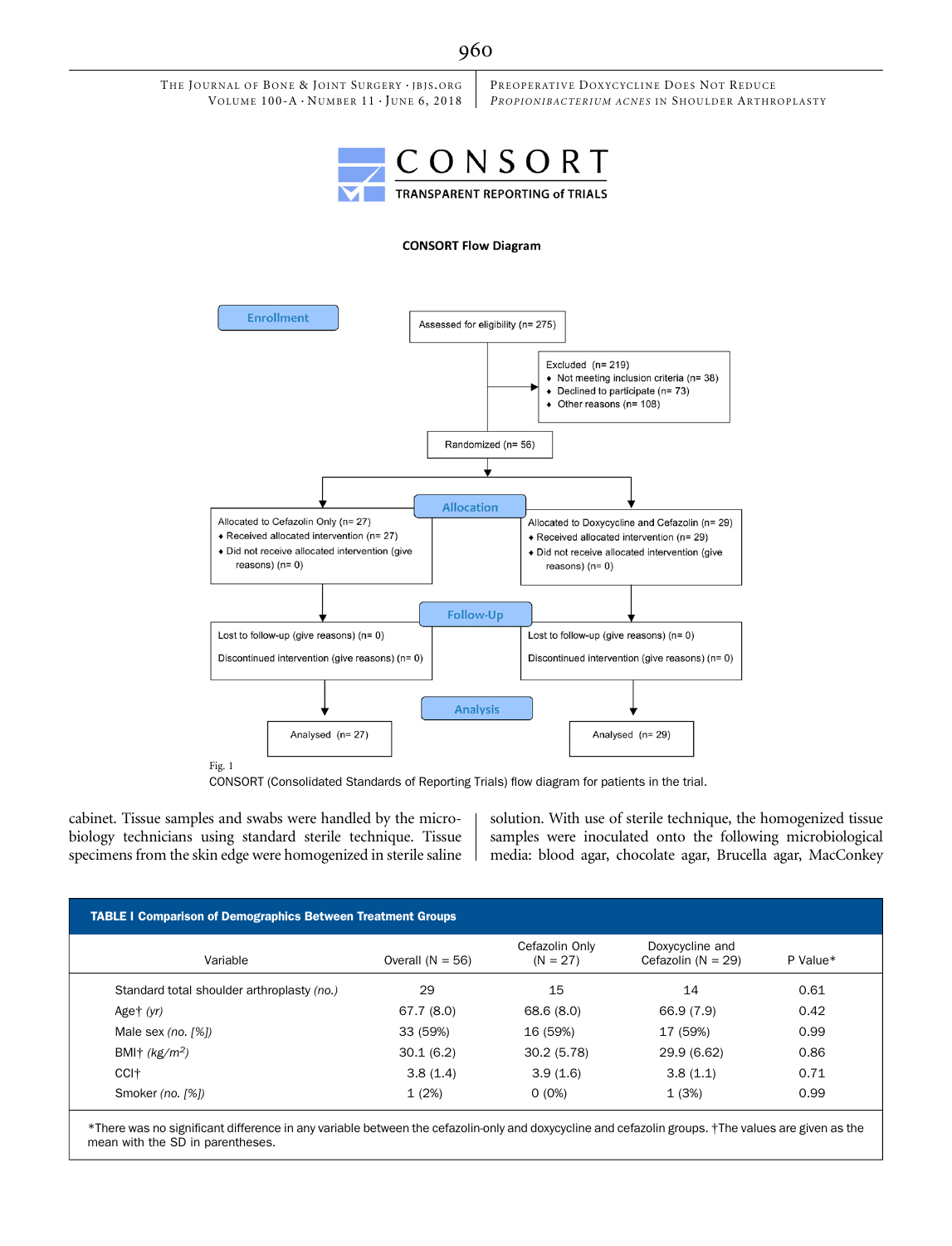CONSORT

TRANSPARENT REPORTING of TRIALS

**CONSORT Flow Diagram**

**Enrollment**

Assessed for eligibility (n= 275)

Excluded (n= 219)
- Not meeting inclusion criteria (n= 38)
- Declined to participate (n= 73)
- Other reasons (n= 108)

Randomized (n= 56)

**Allocation**

Allocated to Cefazolin Only (n= 27)
- Received allocated intervention (n= 27)
- Did not receive allocated intervention (give reasons) (n= 0)

Allocated to Doxycycline and Cefazolin (n= 29)
- Received allocated intervention (n= 29)
- Did not receive allocated intervention (give reasons) (n= 0)

**Follow-Up**

Lost to follow-up (give reasons) (n= 0)

Discontinued intervention (give reasons) (n= 0)

Lost to follow-up (give reasons) (n= 0)

Discontinued intervention (give reasons) (n= 0)

**Analysis**

Analysed (n= 27)

Analysed (n= 29)

Fig. 1

CONSORT (Consolidated Standards of Reporting Trials) flow diagram for patients in the trial.

cabinet. Tissue samples and swabs were handled by the microbiology technicians using standard sterile technique. Tissue specimens from the skin edge were homogenized in sterile saline solution. With use of sterile technique, the homogenized tissue samples were inoculated onto the following microbiological media: blood agar, chocolate agar, Brucella agar, MacConkey

**TABLE I Comparison of Demographics Between Treatment Groups**

| Variable | Overall (N = 56) | Cefazolin Only (N = 27) | Doxycycline and Cefazolin (N = 29) | P Value* |
|---|---|---|---|---|
| Standard total shoulder arthroplasty *(no.)* | 29 | 15 | 14 | 0.61 |
| Age† *(yr)* | 67.7 (8.0) | 68.6 (8.0) | 66.9 (7.9) | 0.42 |
| Male sex *(no. [%])* | 33 (59%) | 16 (59%) | 17 (59%) | 0.99 |
| BMI† *(kg/m²)* | 30.1 (6.2) | 30.2 (5.78) | 29.9 (6.62) | 0.86 |
| CCI† | 3.8 (1.4) | 3.9 (1.6) | 3.8 (1.1) | 0.71 |
| Smoker *(no. [%])* | 1 (2%) | 0 (0%) | 1 (3%) | 0.99 |

*There was no significant difference in any variable between the cefazolin-only and doxycycline and cefazolin groups. †The values are given as the mean with the SD in parentheses.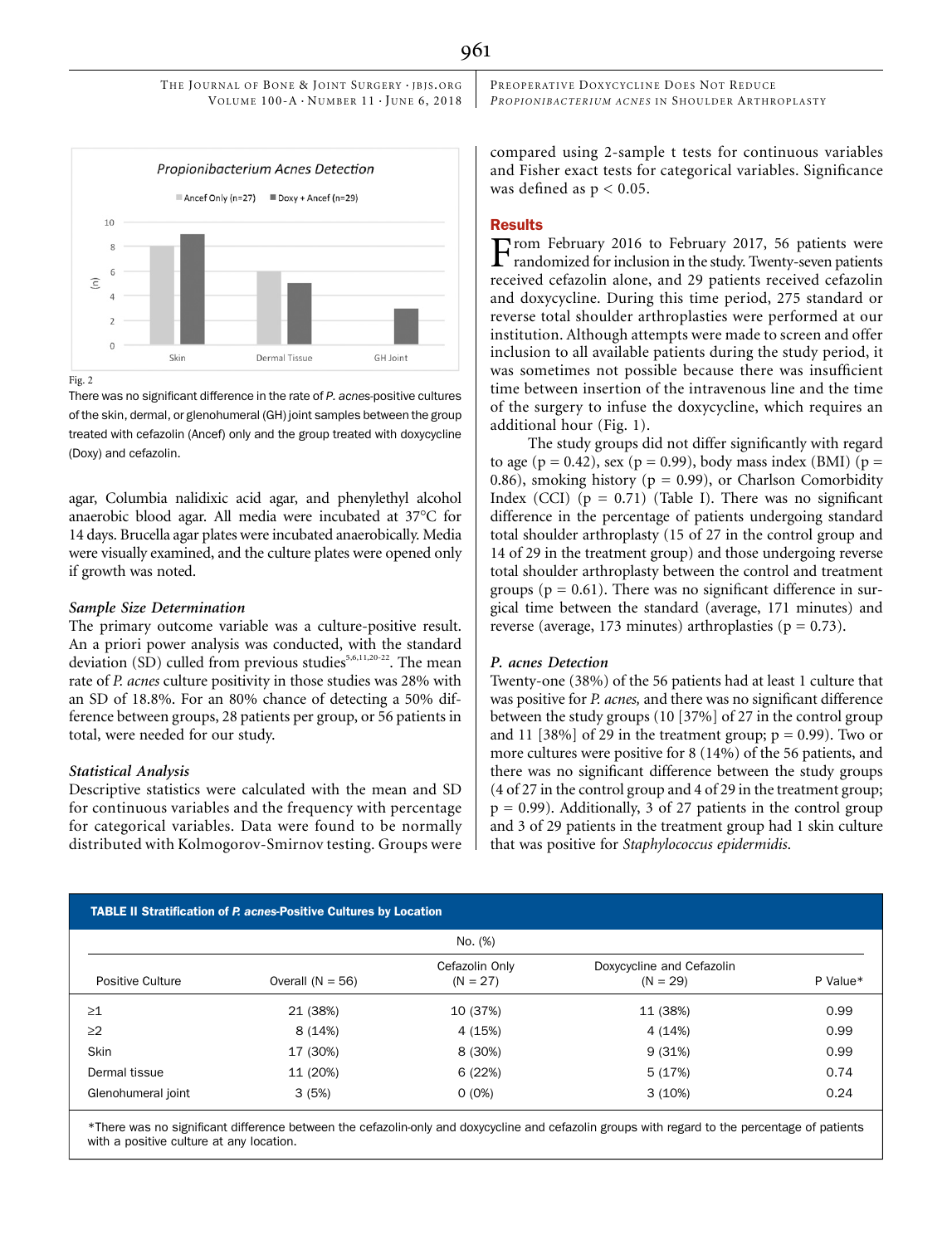Fig. 2

There was no significant difference in the rate of *P. acnes*-positive cultures of the skin, dermal, or glenohumeral (GH) joint samples between the group treated with cefazolin (Ancef) only and the group treated with doxycycline (Doxy) and cefazolin.

agar, Columbia nalidixic acid agar, and phenylethyl alcohol anaerobic blood agar. All media were incubated at 37°C for 14 days. Brucella agar plates were incubated anaerobically. Media were visually examined, and the culture plates were opened only if growth was noted.

### *Sample Size Determination*

The primary outcome variable was a culture-positive result. An a priori power analysis was conducted, with the standard deviation (SD) culled from previous studies[5,6,11,20-22]. The mean rate of *P. acnes* culture positivity in those studies was 28% with an SD of 18.8%. For an 80% chance of detecting a 50% difference between groups, 28 patients per group, or 56 patients in total, were needed for our study.

### *Statistical Analysis*

Descriptive statistics were calculated with the mean and SD for continuous variables and the frequency with percentage for categorical variables. Data were found to be normally distributed with Kolmogorov-Smirnov testing. Groups were compared using 2-sample t tests for continuous variables and Fisher exact tests for categorical variables. Significance was defined as $p < 0.05$.

## Results

From February 2016 to February 2017, 56 patients were randomized for inclusion in the study. Twenty-seven patients received cefazolin alone, and 29 patients received cefazolin and doxycycline. During this time period, 275 standard or reverse total shoulder arthroplasties were performed at our institution. Although attempts were made to screen and offer inclusion to all available patients during the study period, it was sometimes not possible because there was insufficient time between insertion of the intravenous line and the time of the surgery to infuse the doxycycline, which requires an additional hour (Fig. 1).

The study groups did not differ significantly with regard to age ($p = 0.42$), sex ($p = 0.99$), body mass index (BMI) ($p = 0.86$), smoking history ($p = 0.99$), or Charlson Comorbidity Index (CCI) ($p = 0.71$) (Table I). There was no significant difference in the percentage of patients undergoing standard total shoulder arthroplasty (15 of 27 in the control group and 14 of 29 in the treatment group) and those undergoing reverse total shoulder arthroplasty between the control and treatment groups ($p = 0.61$). There was no significant difference in surgical time between the standard (average, 171 minutes) and reverse (average, 173 minutes) arthroplasties ($p = 0.73$).

### *P. acnes Detection*

Twenty-one (38%) of the 56 patients had at least 1 culture that was positive for *P. acnes,* and there was no significant difference between the study groups (10 [37%] of 27 in the control group and 11 [38%] of 29 in the treatment group; $p = 0.99$). Two or more cultures were positive for 8 (14%) of the 56 patients, and there was no significant difference between the study groups (4 of 27 in the control group and 4 of 29 in the treatment group; $p = 0.99$). Additionally, 3 of 27 patients in the control group and 3 of 29 patients in the treatment group had 1 skin culture that was positive for *Staphylococcus epidermidis.*

**TABLE II Stratification of *P. acnes*-Positive Cultures by Location**

| | No. (%) | | | |
|---|---|---|---|---|
| Positive Culture | Overall (N = 56) | Cefazolin Only (N = 27) | Doxycycline and Cefazolin (N = 29) | P Value* |
| ≥1 | 21 (38%) | 10 (37%) | 11 (38%) | 0.99 |
| ≥2 | 8 (14%) | 4 (15%) | 4 (14%) | 0.99 |
| Skin | 17 (30%) | 8 (30%) | 9 (31%) | 0.99 |
| Dermal tissue | 11 (20%) | 6 (22%) | 5 (17%) | 0.74 |
| Glenohumeral joint | 3 (5%) | 0 (0%) | 3 (10%) | 0.24 |

*There was no significant difference between the cefazolin-only and doxycycline and cefazolin groups with regard to the percentage of patients with a positive culture at any location.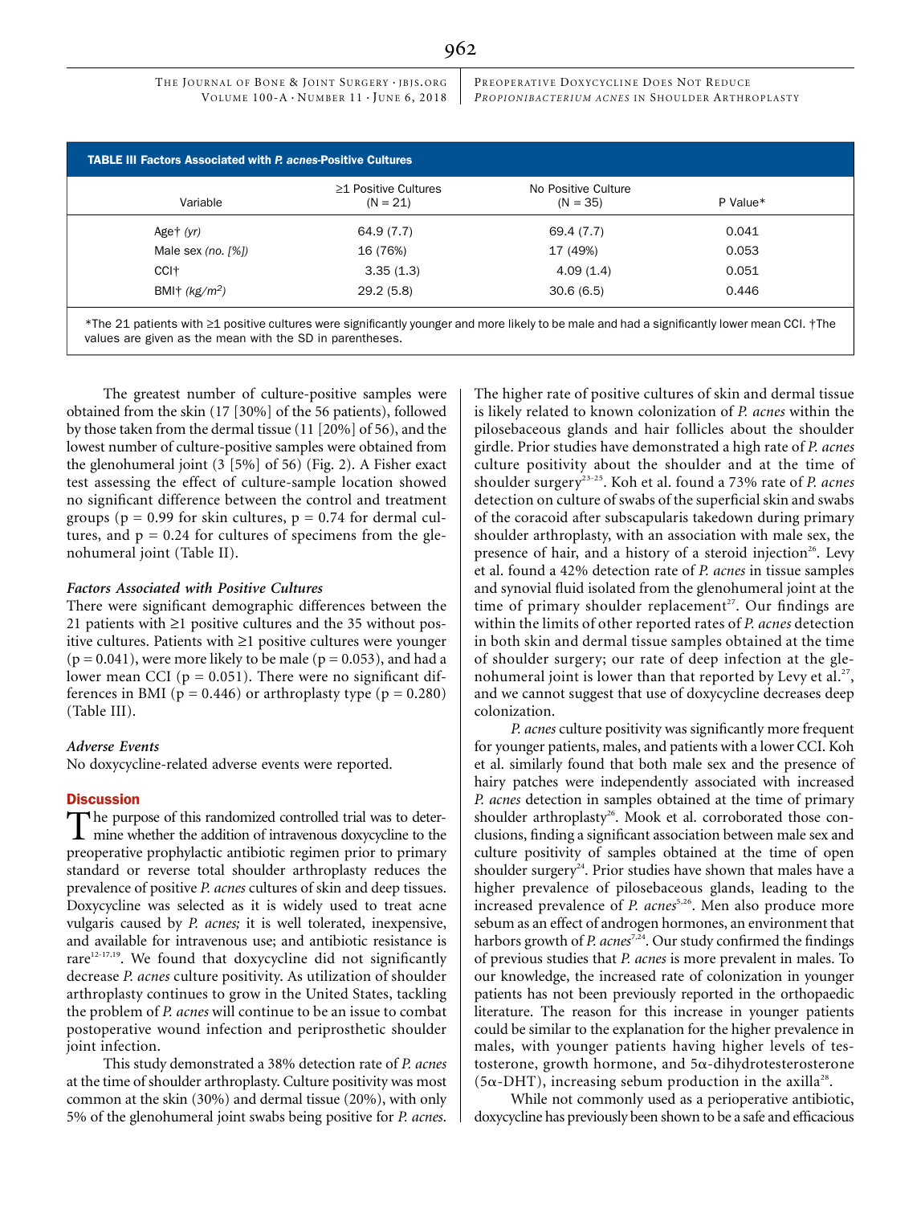**TABLE III Factors Associated with *P. acnes*-Positive Cultures**

| Variable | ≥1 Positive Cultures (N = 21) | No Positive Culture (N = 35) | P Value* |
|---|---|---|---|
| Age† *(yr)* | 64.9 (7.7) | 69.4 (7.7) | 0.041 |
| Male sex *(no. [%])* | 16 (76%) | 17 (49%) | 0.053 |
| CCI† | 3.35 (1.3) | 4.09 (1.4) | 0.051 |
| BMI† *(kg/m²)* | 29.2 (5.8) | 30.6 (6.5) | 0.446 |

*The 21 patients with ≥1 positive cultures were significantly younger and more likely to be male and had a significantly lower mean CCI. †The values are given as the mean with the SD in parentheses.

The greatest number of culture-positive samples were obtained from the skin (17 [30%] of the 56 patients), followed by those taken from the dermal tissue (11 [20%] of 56), and the lowest number of culture-positive samples were obtained from the glenohumeral joint (3 [5%] of 56) (Fig. 2). A Fisher exact test assessing the effect of culture-sample location showed no significant difference between the control and treatment groups (p = 0.99 for skin cultures, p = 0.74 for dermal cultures, and p = 0.24 for cultures of specimens from the glenohumeral joint (Table II).

### Factors Associated with Positive Cultures

There were significant demographic differences between the 21 patients with ≥1 positive cultures and the 35 without positive cultures. Patients with ≥1 positive cultures were younger (p = 0.041), were more likely to be male (p = 0.053), and had a lower mean CCI (p = 0.051). There were no significant differences in BMI (p = 0.446) or arthroplasty type (p = 0.280) (Table III).

### Adverse Events

No doxycycline-related adverse events were reported.

## Discussion

The purpose of this randomized controlled trial was to determine whether the addition of intravenous doxycycline to the preoperative prophylactic antibiotic regimen prior to primary standard or reverse total shoulder arthroplasty reduces the prevalence of positive *P. acnes* cultures of skin and deep tissues. Doxycycline was selected as it is widely used to treat acne vulgaris caused by *P. acnes;* it is well tolerated, inexpensive, and available for intravenous use; and antibiotic resistance is rare[12-17,19]. We found that doxycycline did not significantly decrease *P. acnes* culture positivity. As utilization of shoulder arthroplasty continues to grow in the United States, tackling the problem of *P. acnes* will continue to be an issue to combat postoperative wound infection and periprosthetic shoulder joint infection.

This study demonstrated a 38% detection rate of *P. acnes* at the time of shoulder arthroplasty. Culture positivity was most common at the skin (30%) and dermal tissue (20%), with only 5% of the glenohumeral joint swabs being positive for *P. acnes*. The higher rate of positive cultures of skin and dermal tissue is likely related to known colonization of *P. acnes* within the pilosebaceous glands and hair follicles about the shoulder girdle. Prior studies have demonstrated a high rate of *P. acnes* culture positivity about the shoulder and at the time of shoulder surgery[23-25]. Koh et al. found a 73% rate of *P. acnes* detection on culture of swabs of the superficial skin and swabs of the coracoid after subscapularis takedown during primary shoulder arthroplasty, with an association with male sex, the presence of hair, and a history of a steroid injection[26]. Levy et al. found a 42% detection rate of *P. acnes* in tissue samples and synovial fluid isolated from the glenohumeral joint at the time of primary shoulder replacement[27]. Our findings are within the limits of other reported rates of *P. acnes* detection in both skin and dermal tissue samples obtained at the time of shoulder surgery; our rate of deep infection at the glenohumeral joint is lower than that reported by Levy et al.[27], and we cannot suggest that use of doxycycline decreases deep colonization.

*P. acnes* culture positivity was significantly more frequent for younger patients, males, and patients with a lower CCI. Koh et al. similarly found that both male sex and the presence of hairy patches were independently associated with increased *P. acnes* detection in samples obtained at the time of primary shoulder arthroplasty[26]. Mook et al. corroborated those conclusions, finding a significant association between male sex and culture positivity of samples obtained at the time of open shoulder surgery[24]. Prior studies have shown that males have a higher prevalence of pilosebaceous glands, leading to the increased prevalence of *P. acnes*[5,26]. Men also produce more sebum as an effect of androgen hormones, an environment that harbors growth of *P. acnes*[7,24]. Our study confirmed the findings of previous studies that *P. acnes* is more prevalent in males. To our knowledge, the increased rate of colonization in younger patients has not been previously reported in the orthopaedic literature. The reason for this increase in younger patients could be similar to the explanation for the higher prevalence in males, with younger patients having higher levels of testosterone, growth hormone, and 5α-dihydrotestosterone (5α-DHT), increasing sebum production in the axilla[28].

While not commonly used as a perioperative antibiotic, doxycycline has previously been shown to be a safe and efficacious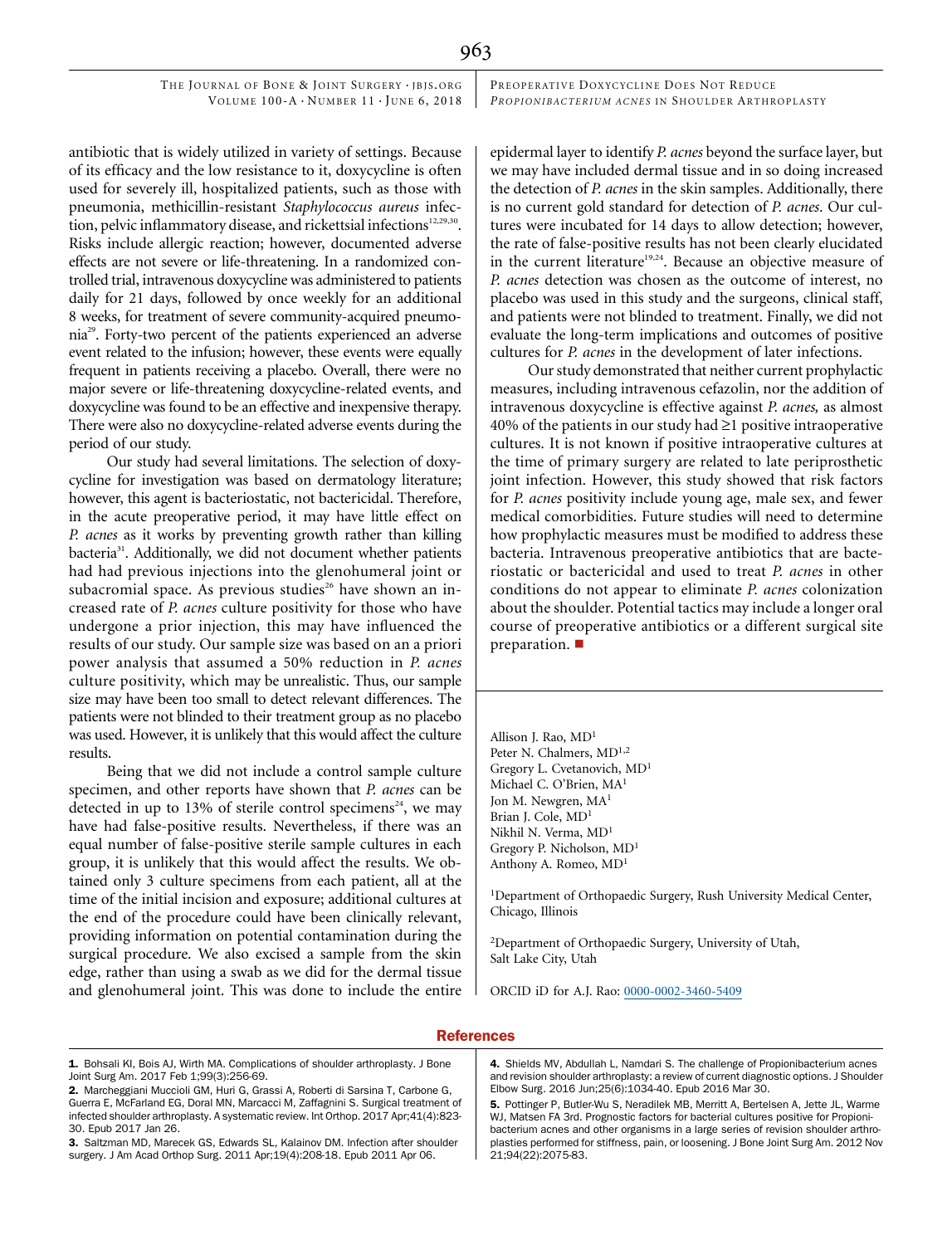antibiotic that is widely utilized in variety of settings. Because of its efficacy and the low resistance to it, doxycycline is often used for severely ill, hospitalized patients, such as those with pneumonia, methicillin-resistant *Staphylococcus aureus* infection, pelvic inflammatory disease, and rickettsial infections[12,29,30]. Risks include allergic reaction; however, documented adverse effects are not severe or life-threatening. In a randomized controlled trial, intravenous doxycycline was administered to patients daily for 21 days, followed by once weekly for an additional 8 weeks, for treatment of severe community-acquired pneumonia[29]. Forty-two percent of the patients experienced an adverse event related to the infusion; however, these events were equally frequent in patients receiving a placebo. Overall, there were no major severe or life-threatening doxycycline-related events, and doxycycline was found to be an effective and inexpensive therapy. There were also no doxycycline-related adverse events during the period of our study.

Our study had several limitations. The selection of doxycycline for investigation was based on dermatology literature; however, this agent is bacteriostatic, not bactericidal. Therefore, in the acute preoperative period, it may have little effect on *P. acnes* as it works by preventing growth rather than killing bacteria[31]. Additionally, we did not document whether patients had had previous injections into the glenohumeral joint or subacromial space. As previous studies[26] have shown an increased rate of *P. acnes* culture positivity for those who have undergone a prior injection, this may have influenced the results of our study. Our sample size was based on an a priori power analysis that assumed a 50% reduction in *P. acnes* culture positivity, which may be unrealistic. Thus, our sample size may have been too small to detect relevant differences. The patients were not blinded to their treatment group as no placebo was used. However, it is unlikely that this would affect the culture results.

Being that we did not include a control sample culture specimen, and other reports have shown that *P. acnes* can be detected in up to 13% of sterile control specimens[24], we may have had false-positive results. Nevertheless, if there was an equal number of false-positive sterile sample cultures in each group, it is unlikely that this would affect the results. We obtained only 3 culture specimens from each patient, all at the time of the initial incision and exposure; additional cultures at the end of the procedure could have been clinically relevant, providing information on potential contamination during the surgical procedure. We also excised a sample from the skin edge, rather than using a swab as we did for the dermal tissue and glenohumeral joint. This was done to include the entire epidermal layer to identify *P. acnes* beyond the surface layer, but we may have included dermal tissue and in so doing increased the detection of *P. acnes* in the skin samples. Additionally, there is no current gold standard for detection of *P. acnes*. Our cultures were incubated for 14 days to allow detection; however, the rate of false-positive results has not been clearly elucidated in the current literature[19,24]. Because an objective measure of *P. acnes* detection was chosen as the outcome of interest, no placebo was used in this study and the surgeons, clinical staff, and patients were not blinded to treatment. Finally, we did not evaluate the long-term implications and outcomes of positive cultures for *P. acnes* in the development of later infections.

Our study demonstrated that neither current prophylactic measures, including intravenous cefazolin, nor the addition of intravenous doxycycline is effective against *P. acnes,* as almost 40% of the patients in our study had ≥1 positive intraoperative cultures. It is not known if positive intraoperative cultures at the time of primary surgery are related to late periprosthetic joint infection. However, this study showed that risk factors for *P. acnes* positivity include young age, male sex, and fewer medical comorbidities. Future studies will need to determine how prophylactic measures must be modified to address these bacteria. Intravenous preoperative antibiotics that are bacteriostatic or bactericidal and used to treat *P. acnes* in other conditions do not appear to eliminate *P. acnes* colonization about the shoulder. Potential tactics may include a longer oral course of preoperative antibiotics or a different surgical site preparation. ■

Allison J. Rao, MD[1]
Peter N. Chalmers, MD[1,2]
Gregory L. Cvetanovich, MD[1]
Michael C. O'Brien, MA[1]
Jon M. Newgren, MA[1]
Brian J. Cole, MD[1]
Nikhil N. Verma, MD[1]
Gregory P. Nicholson, MD[1]
Anthony A. Romeo, MD[1]

[1]Department of Orthopaedic Surgery, Rush University Medical Center, Chicago, Illinois

[2]Department of Orthopaedic Surgery, University of Utah, Salt Lake City, Utah

ORCID iD for A.J. Rao: 0000-0002-3460-5409

## References

1. Bohsali KI, Bois AJ, Wirth MA. Complications of shoulder arthroplasty. J Bone Joint Surg Am. 2017 Feb 1;99(3):256-69.
2. Marcheggiani Muccioli GM, Huri G, Grassi A, Roberti di Sarsina T, Carbone G, Guerra E, McFarland EG, Doral MN, Marcacci M, Zaffagnini S. Surgical treatment of infected shoulder arthroplasty. A systematic review. Int Orthop. 2017 Apr;41(4):823-30. Epub 2017 Jan 26.
3. Saltzman MD, Marecek GS, Edwards SL, Kalainov DM. Infection after shoulder surgery. J Am Acad Orthop Surg. 2011 Apr;19(4):208-18. Epub 2011 Apr 06.
4. Shields MV, Abdullah L, Namdari S. The challenge of Propionibacterium acnes and revision shoulder arthroplasty: a review of current diagnostic options. J Shoulder Elbow Surg. 2016 Jun;25(6):1034-40. Epub 2016 Mar 30.
5. Pottinger P, Butler-Wu S, Neradilek MB, Merritt A, Bertelsen A, Jette JL, Warme WJ, Matsen FA 3rd. Prognostic factors for bacterial cultures positive for Propionibacterium acnes and other organisms in a large series of revision shoulder arthroplasties performed for stiffness, pain, or loosening. J Bone Joint Surg Am. 2012 Nov 21;94(22):2075-83.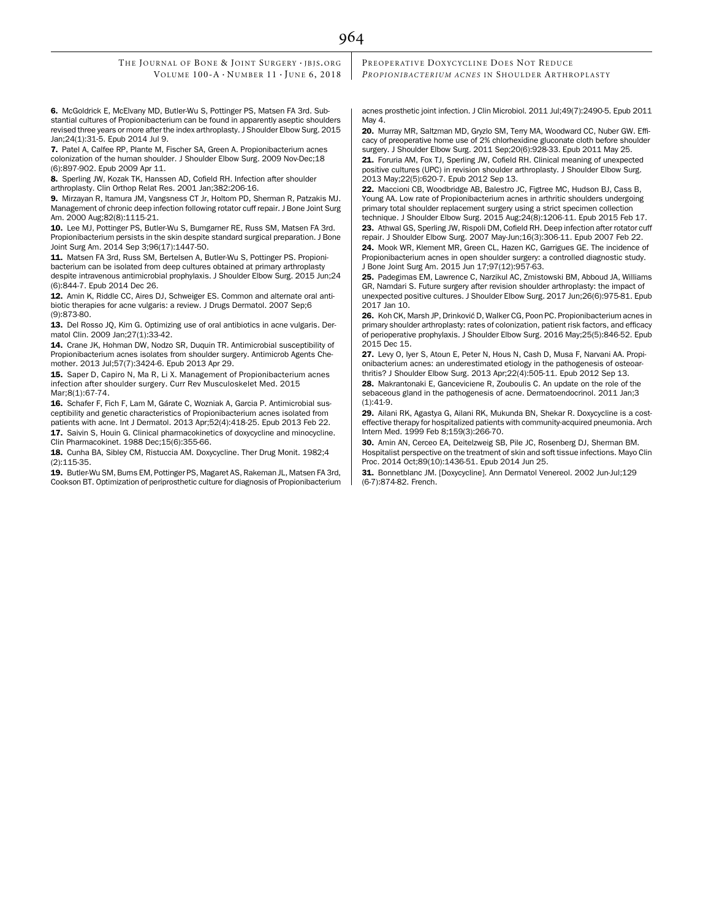6. McGoldrick E, McElvany MD, Butler-Wu S, Pottinger PS, Matsen FA 3rd. Substantial cultures of Propionibacterium can be found in apparently aseptic shoulders revised three years or more after the index arthroplasty. J Shoulder Elbow Surg. 2015 Jan;24(1):31-5. Epub 2014 Jul 9.

7. Patel A, Calfee RP, Plante M, Fischer SA, Green A. Propionibacterium acnes colonization of the human shoulder. J Shoulder Elbow Surg. 2009 Nov-Dec;18 (6):897-902. Epub 2009 Apr 11.

8. Sperling JW, Kozak TK, Hanssen AD, Cofield RH. Infection after shoulder arthroplasty. Clin Orthop Relat Res. 2001 Jan;382:206-16.

9. Mirzayan R, Itamura JM, Vangsness CT Jr, Holtom PD, Sherman R, Patzakis MJ. Management of chronic deep infection following rotator cuff repair. J Bone Joint Surg Am. 2000 Aug;82(8):1115-21.

10. Lee MJ, Pottinger PS, Butler-Wu S, Bumgarner RE, Russ SM, Matsen FA 3rd. Propionibacterium persists in the skin despite standard surgical preparation. J Bone Joint Surg Am. 2014 Sep 3;96(17):1447-50.

11. Matsen FA 3rd, Russ SM, Bertelsen A, Butler-Wu S, Pottinger PS. Propionibacterium can be isolated from deep cultures obtained at primary arthroplasty despite intravenous antimicrobial prophylaxis. J Shoulder Elbow Surg. 2015 Jun;24 (6):844-7. Epub 2014 Dec 26.

12. Amin K, Riddle CC, Aires DJ, Schweiger ES. Common and alternate oral antibiotic therapies for acne vulgaris: a review. J Drugs Dermatol. 2007 Sep;6 (9):873-80.

13. Del Rosso JQ, Kim G. Optimizing use of oral antibiotics in acne vulgaris. Dermatol Clin. 2009 Jan;27(1):33-42.

14. Crane JK, Hohman DW, Nodzo SR, Duquin TR. Antimicrobial susceptibility of Propionibacterium acnes isolates from shoulder surgery. Antimicrob Agents Chemother. 2013 Jul;57(7):3424-6. Epub 2013 Apr 29.

15. Saper D, Capiro N, Ma R, Li X. Management of Propionibacterium acnes infection after shoulder surgery. Curr Rev Musculoskelet Med. 2015 Mar;8(1):67-74.

16. Schafer F, Fich F, Lam M, Gárate C, Wozniak A, Garcia P. Antimicrobial susceptibility and genetic characteristics of Propionibacterium acnes isolated from patients with acne. Int J Dermatol. 2013 Apr;52(4):418-25. Epub 2013 Feb 22.

17. Saivin S, Houin G. Clinical pharmacokinetics of doxycycline and minocycline. Clin Pharmacokinet. 1988 Dec;15(6):355-66.

18. Cunha BA, Sibley CM, Ristuccia AM. Doxycycline. Ther Drug Monit. 1982;4 (2):115-35.

19. Butler-Wu SM, Burns EM, Pottinger PS, Magaret AS, Rakeman JL, Matsen FA 3rd, Cookson BT. Optimization of periprosthetic culture for diagnosis of Propionibacterium acnes prosthetic joint infection. J Clin Microbiol. 2011 Jul;49(7):2490-5. Epub 2011 May 4.

20. Murray MR, Saltzman MD, Gryzlo SM, Terry MA, Woodward CC, Nuber GW. Efficacy of preoperative home use of 2% chlorhexidine gluconate cloth before shoulder surgery. J Shoulder Elbow Surg. 2011 Sep;20(6):928-33. Epub 2011 May 25.

21. Foruria AM, Fox TJ, Sperling JW, Cofield RH. Clinical meaning of unexpected positive cultures (UPC) in revision shoulder arthroplasty. J Shoulder Elbow Surg. 2013 May;22(5):620-7. Epub 2012 Sep 13.

22. Maccioni CB, Woodbridge AB, Balestro JC, Figtree MC, Hudson BJ, Cass B, Young AA. Low rate of Propionibacterium acnes in arthritic shoulders undergoing primary total shoulder replacement surgery using a strict specimen collection technique. J Shoulder Elbow Surg. 2015 Aug;24(8):1206-11. Epub 2015 Feb 17.

23. Athwal GS, Sperling JW, Rispoli DM, Cofield RH. Deep infection after rotator cuff repair. J Shoulder Elbow Surg. 2007 May-Jun;16(3):306-11. Epub 2007 Feb 22.

24. Mook WR, Klement MR, Green CL, Hazen KC, Garrigues GE. The incidence of Propionibacterium acnes in open shoulder surgery: a controlled diagnostic study. J Bone Joint Surg Am. 2015 Jun 17;97(12):957-63.

25. Padegimas EM, Lawrence C, Narzikul AC, Zmistowski BM, Abboud JA, Williams GR, Namdari S. Future surgery after revision shoulder arthroplasty: the impact of unexpected positive cultures. J Shoulder Elbow Surg. 2017 Jun;26(6):975-81. Epub 2017 Jan 10.

26. Koh CK, Marsh JP, Drinković D, Walker CG, Poon PC. Propionibacterium acnes in primary shoulder arthroplasty: rates of colonization, patient risk factors, and efficacy of perioperative prophylaxis. J Shoulder Elbow Surg. 2016 May;25(5):846-52. Epub 2015 Dec 15.

27. Levy O, Iyer S, Atoun E, Peter N, Hous N, Cash D, Musa F, Narvani AA. Propionibacterium acnes: an underestimated etiology in the pathogenesis of osteoarthritis? J Shoulder Elbow Surg. 2013 Apr;22(4):505-11. Epub 2012 Sep 13.

28. Makrantonaki E, Ganceviciene R, Zouboulis C. An update on the role of the sebaceous gland in the pathogenesis of acne. Dermatoendocrinol. 2011 Jan;3 (1):41-9.

29. Ailani RK, Agastya G, Ailani RK, Mukunda BN, Shekar R. Doxycycline is a cost-effective therapy for hospitalized patients with community-acquired pneumonia. Arch Intern Med. 1999 Feb 8;159(3):266-70.

30. Amin AN, Cerceo EA, Deitelzweig SB, Pile JC, Rosenberg DJ, Sherman BM. Hospitalist perspective on the treatment of skin and soft tissue infections. Mayo Clin Proc. 2014 Oct;89(10):1436-51. Epub 2014 Jun 25.

31. Bonnetblanc JM. [Doxycycline]. Ann Dermatol Venereol. 2002 Jun-Jul;129 (6-7):874-82. French.